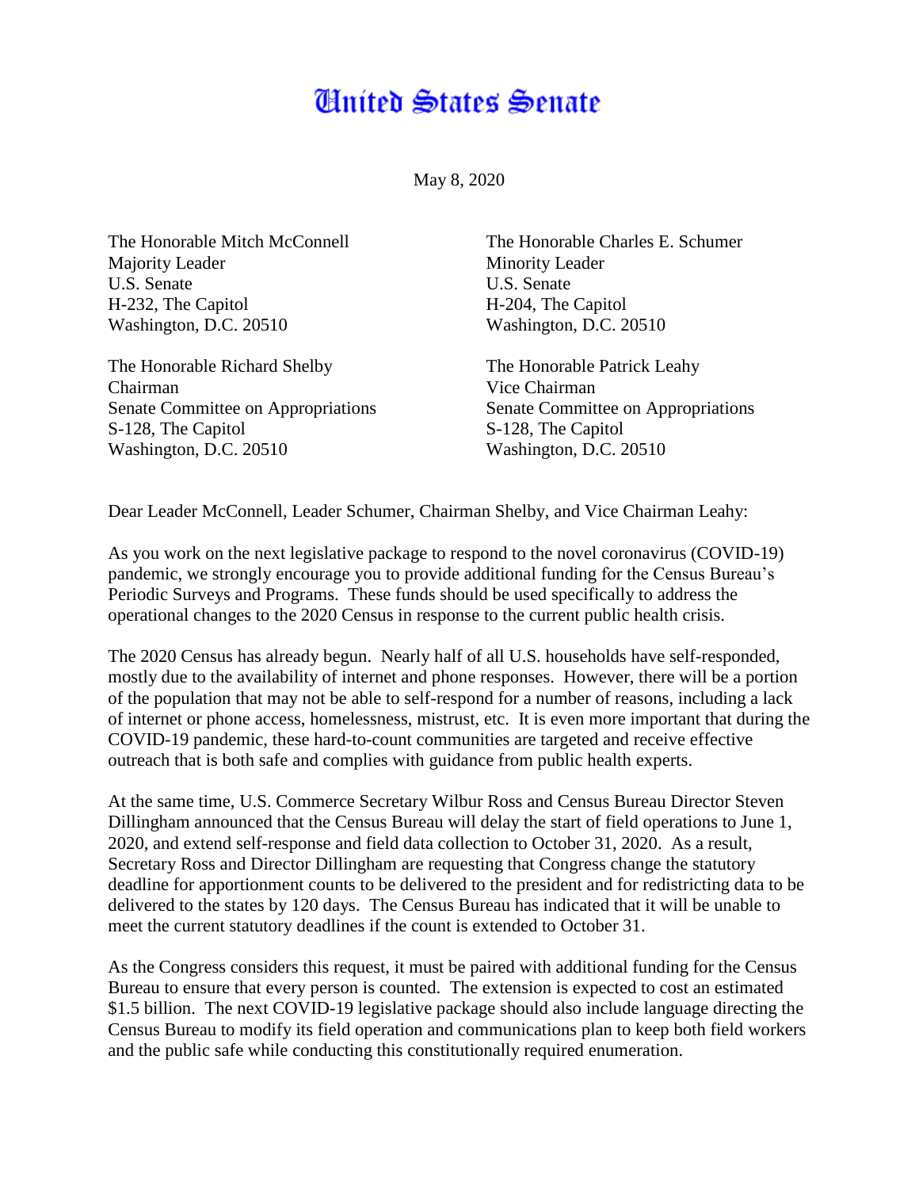# United States Senate

May 8, 2020

The Honorable Mitch McConnell
Majority Leader
U.S. Senate
H-232, The Capitol
Washington, D.C. 20510

The Honorable Charles E. Schumer
Minority Leader
U.S. Senate
H-204, The Capitol
Washington, D.C. 20510

The Honorable Richard Shelby
Chairman
Senate Committee on Appropriations
S-128, The Capitol
Washington, D.C. 20510

The Honorable Patrick Leahy
Vice Chairman
Senate Committee on Appropriations
S-128, The Capitol
Washington, D.C. 20510

Dear Leader McConnell, Leader Schumer, Chairman Shelby, and Vice Chairman Leahy:

As you work on the next legislative package to respond to the novel coronavirus (COVID-19) pandemic, we strongly encourage you to provide additional funding for the Census Bureau's Periodic Surveys and Programs. These funds should be used specifically to address the operational changes to the 2020 Census in response to the current public health crisis.

The 2020 Census has already begun. Nearly half of all U.S. households have self-responded, mostly due to the availability of internet and phone responses. However, there will be a portion of the population that may not be able to self-respond for a number of reasons, including a lack of internet or phone access, homelessness, mistrust, etc. It is even more important that during the COVID-19 pandemic, these hard-to-count communities are targeted and receive effective outreach that is both safe and complies with guidance from public health experts.

At the same time, U.S. Commerce Secretary Wilbur Ross and Census Bureau Director Steven Dillingham announced that the Census Bureau will delay the start of field operations to June 1, 2020, and extend self-response and field data collection to October 31, 2020. As a result, Secretary Ross and Director Dillingham are requesting that Congress change the statutory deadline for apportionment counts to be delivered to the president and for redistricting data to be delivered to the states by 120 days. The Census Bureau has indicated that it will be unable to meet the current statutory deadlines if the count is extended to October 31.

As the Congress considers this request, it must be paired with additional funding for the Census Bureau to ensure that every person is counted. The extension is expected to cost an estimated $1.5 billion. The next COVID-19 legislative package should also include language directing the Census Bureau to modify its field operation and communications plan to keep both field workers and the public safe while conducting this constitutionally required enumeration.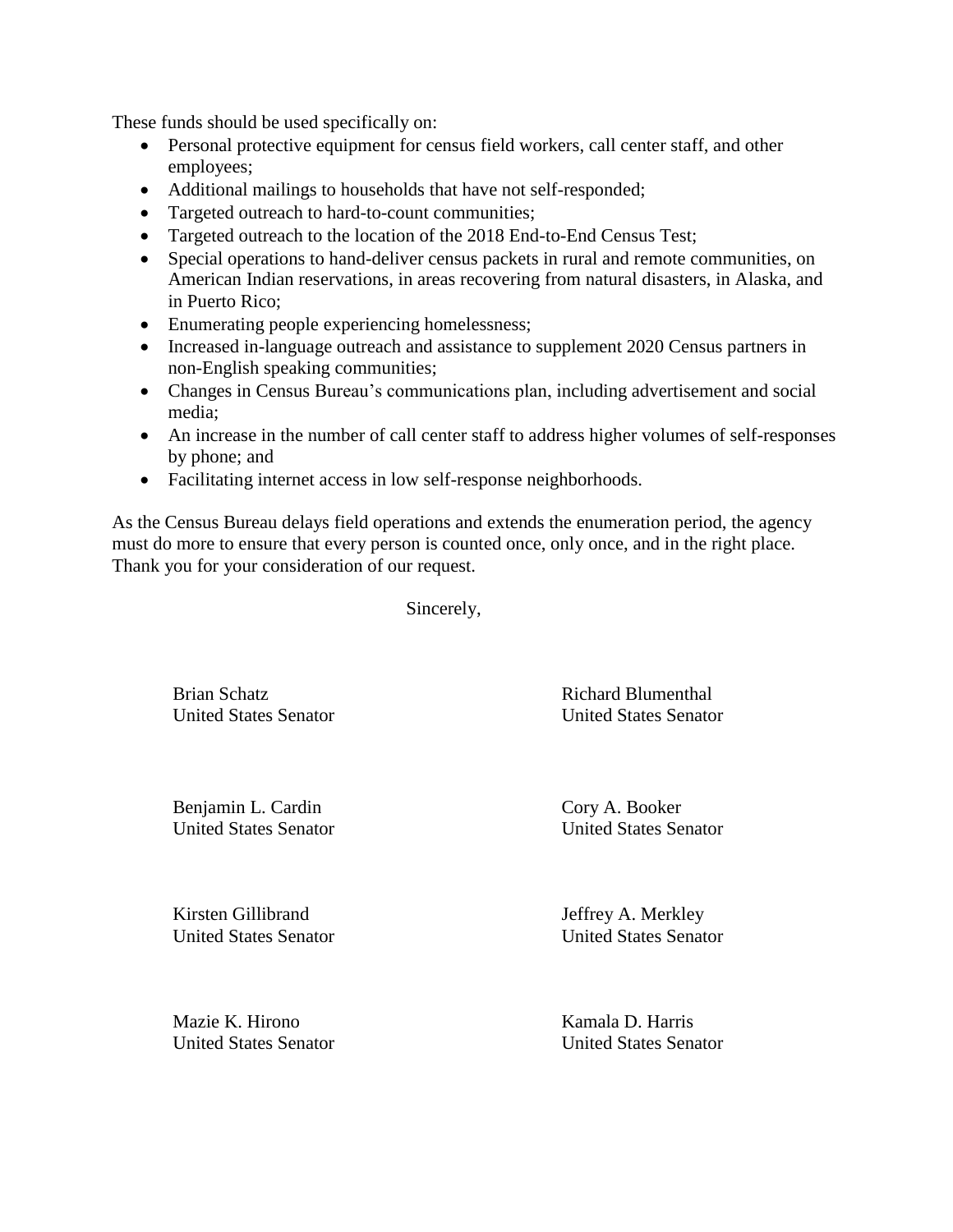These funds should be used specifically on:

- Personal protective equipment for census field workers, call center staff, and other employees;
- Additional mailings to households that have not self-responded;
- Targeted outreach to hard-to-count communities;
- Targeted outreach to the location of the 2018 End-to-End Census Test;
- Special operations to hand-deliver census packets in rural and remote communities, on American Indian reservations, in areas recovering from natural disasters, in Alaska, and in Puerto Rico;
- Enumerating people experiencing homelessness;
- Increased in-language outreach and assistance to supplement 2020 Census partners in non-English speaking communities;
- Changes in Census Bureau's communications plan, including advertisement and social media;
- An increase in the number of call center staff to address higher volumes of self-responses by phone; and
- Facilitating internet access in low self-response neighborhoods.

As the Census Bureau delays field operations and extends the enumeration period, the agency must do more to ensure that every person is counted once, only once, and in the right place. Thank you for your consideration of our request.

Sincerely,

Brian Schatz
United States Senator

Richard Blumenthal
United States Senator

Benjamin L. Cardin
United States Senator

Cory A. Booker
United States Senator

Kirsten Gillibrand
United States Senator

Jeffrey A. Merkley
United States Senator

Mazie K. Hirono
United States Senator

Kamala D. Harris
United States Senator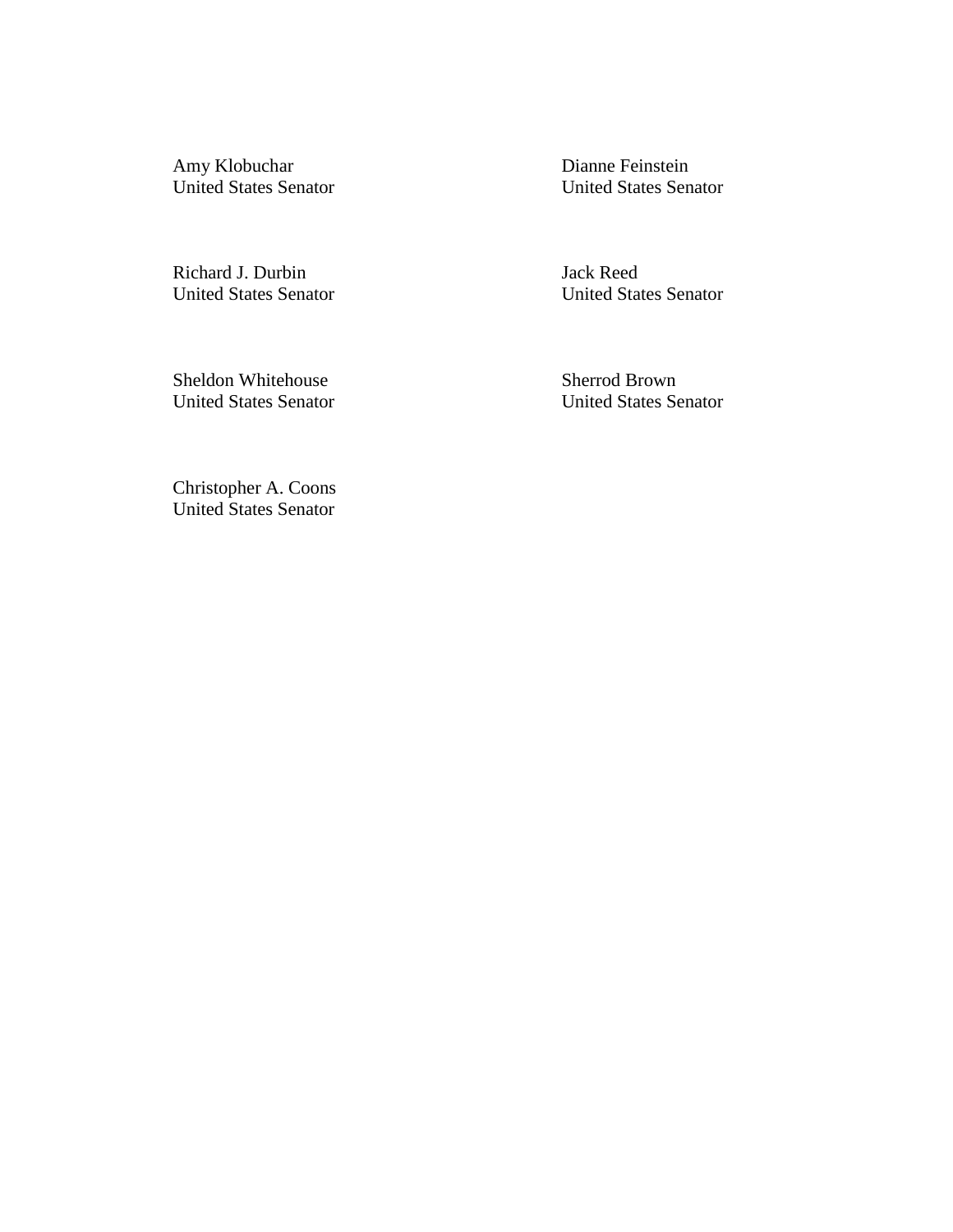Amy Klobuchar
United States Senator

Dianne Feinstein
United States Senator

Richard J. Durbin
United States Senator

Jack Reed
United States Senator

Sheldon Whitehouse
United States Senator

Sherrod Brown
United States Senator

Christopher A. Coons
United States Senator